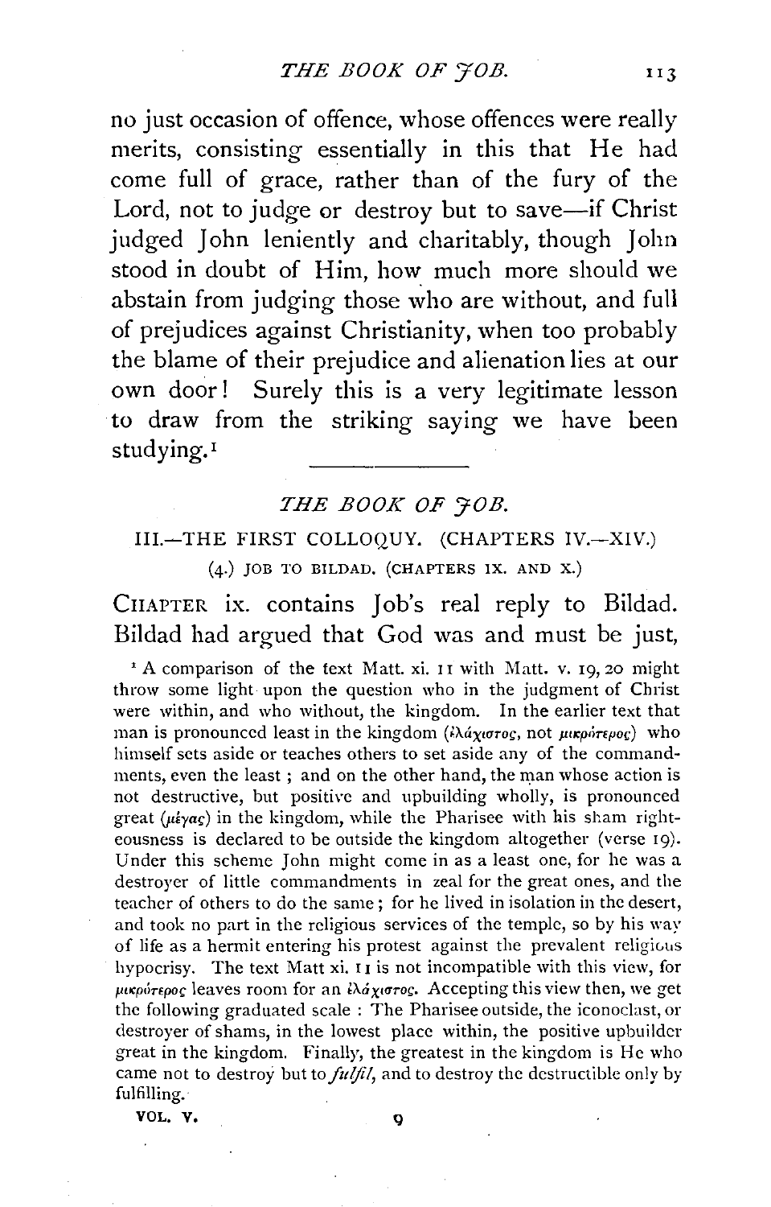no just occasion of offence, whose offences were really merits, consisting essentially in this that He had come full of grace, rather than of the fury of the Lord, not to judge or destroy but to save—if Christ judged John leniently and charitably, though John stood in doubt of Him, how much more should we abstain from judging those who are without, and full of prejudices against Christianity, when too probably the blame of their prejudice and alienation lies at our own door! Surely this is a very legitimate lesson to draw from the striking saying we have been studying.[1]

## THE BOOK OF JOB.

### III.—THE FIRST COLLOQUY. (CHAPTERS IV.—XIV.)

#### (4.) JOB TO BILDAD. (CHAPTERS IX. AND X.)

CHAPTER ix. contains Job's real reply to Bildad. Bildad had argued that God was and must be just,

[1] A comparison of the text Matt. xi. 11 with Matt. v. 19, 20 might throw some light upon the question who in the judgment of Christ were within, and who without, the kingdom. In the earlier text that man is pronounced least in the kingdom (ἐλάχιστος, not μικρότερος) who himself sets aside or teaches others to set aside any of the commandments, even the least; and on the other hand, the man whose action is not destructive, but positive and upbuilding wholly, is pronounced great (μέγας) in the kingdom, while the Pharisee with his sham righteousness is declared to be outside the kingdom altogether (verse 19). Under this scheme John might come in as a least one, for he was a destroyer of little commandments in zeal for the great ones, and the teacher of others to do the same; for he lived in isolation in the desert, and took no part in the religious services of the temple, so by his way of life as a hermit entering his protest against the prevalent religious hypocrisy. The text Matt xi. 11 is not incompatible with this view, for μικρότερος leaves room for an ἐλάχιστος. Accepting this view then, we get the following graduated scale: The Pharisee outside, the iconoclast, or destroyer of shams, in the lowest place within, the positive upbuilder great in the kingdom. Finally, the greatest in the kingdom is He who came not to destroy but to *fulfil*, and to destroy the destructible only by fulfilling.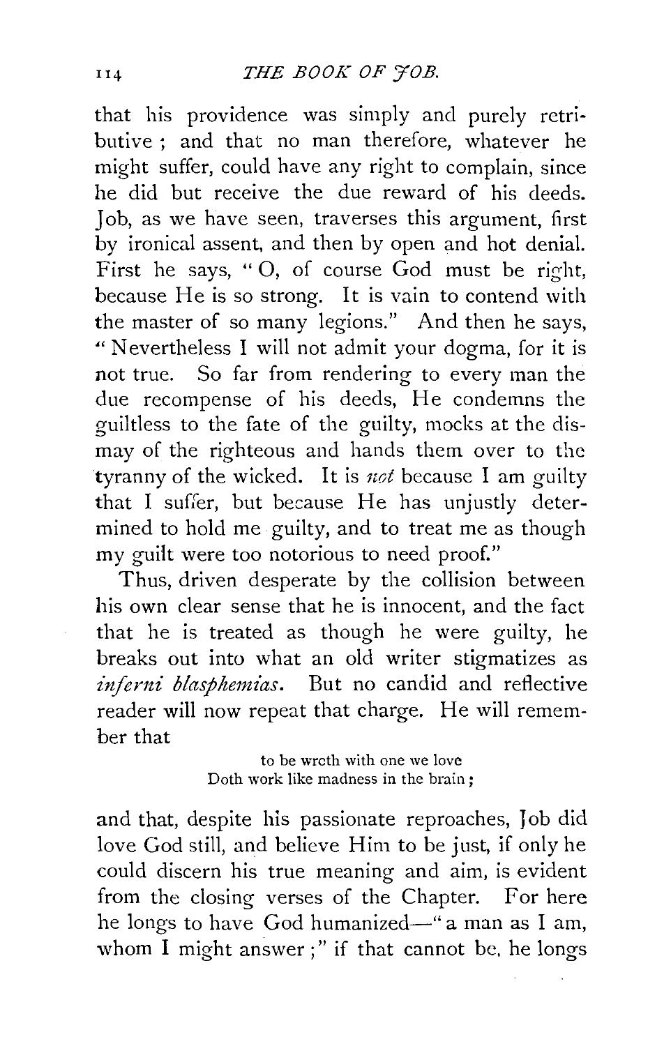that his providence was simply and purely retributive ; and that no man therefore, whatever he might suffer, could have any right to complain, since he did but receive the due reward of his deeds. Job, as we have seen, traverses this argument, first by ironical assent, and then by open and hot denial. First he says, " O, of course God must be right, because He is so strong. It is vain to contend with the master of so many legions." And then he says, " Nevertheless I will not admit your dogma, for it is not true. So far from rendering to every man the due recompense of his deeds, He condemns the guiltless to the fate of the guilty, mocks at the dismay of the righteous and hands them over to the tyranny of the wicked. It is *not* because I am guilty that I suffer, but because He has unjustly determined to hold me guilty, and to treat me as though my guilt were too notorious to need proof."

Thus, driven desperate by the collision between his own clear sense that he is innocent, and the fact that he is treated as though he were guilty, he breaks out into what an old writer stigmatizes as *inferni blasphemias*. But no candid and reflective reader will now repeat that charge. He will remember that

> to be wroth with one we love
> Doth work like madness in the brain ;

and that, despite his passionate reproaches, Job did love God still, and believe Him to be just, if only he could discern his true meaning and aim, is evident from the closing verses of the Chapter. For here he longs to have God humanized—" a man as I am, whom I might answer ;" if that cannot be, he longs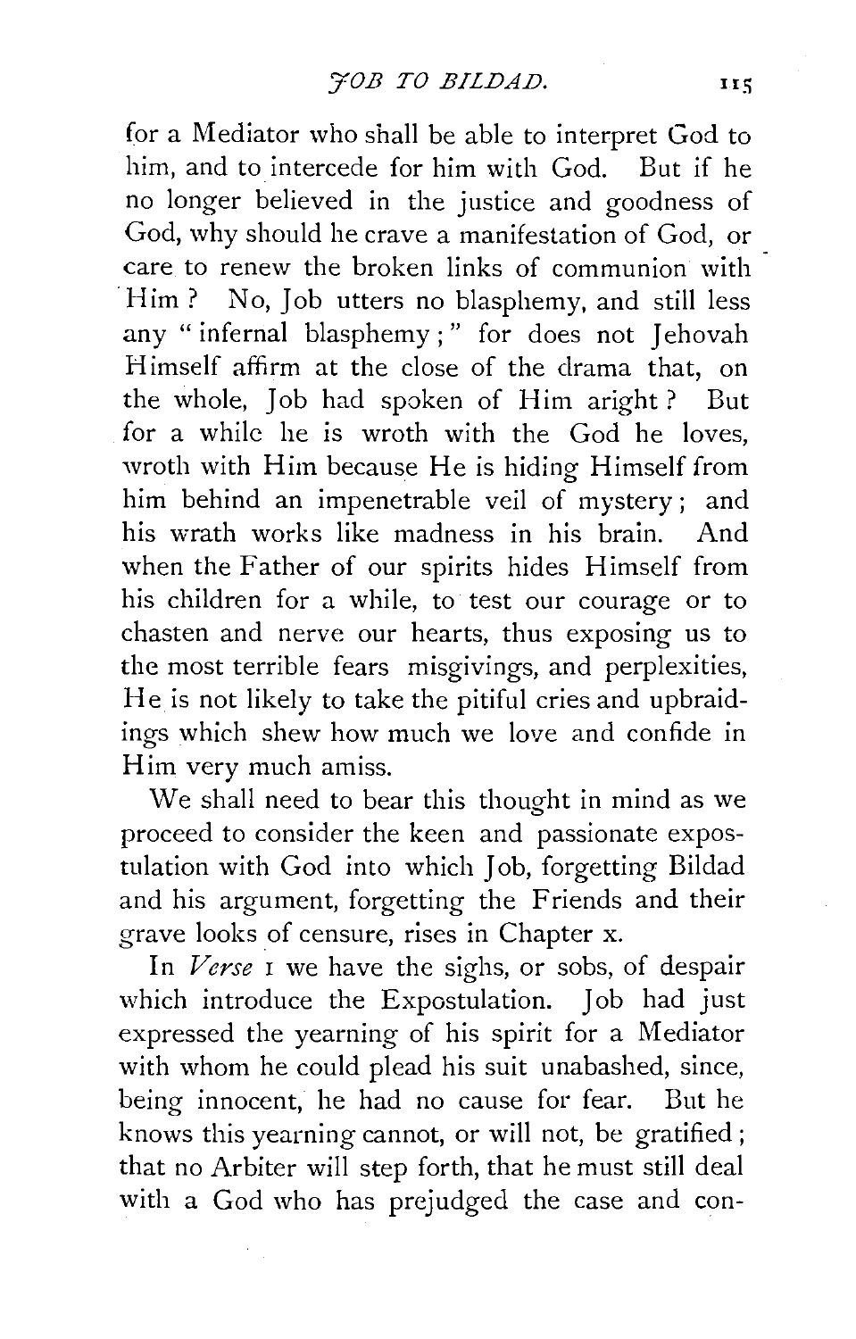for a Mediator who shall be able to interpret God to him, and to intercede for him with God. But if he no longer believed in the justice and goodness of God, why should he crave a manifestation of God, or care to renew the broken links of communion with Him? No, Job utters no blasphemy, and still less any "infernal blasphemy;" for does not Jehovah Himself affirm at the close of the drama that, on the whole, Job had spoken of Him aright? But for a while he is wroth with the God he loves, wroth with Him because He is hiding Himself from him behind an impenetrable veil of mystery; and his wrath works like madness in his brain. And when the Father of our spirits hides Himself from his children for a while, to test our courage or to chasten and nerve our hearts, thus exposing us to the most terrible fears misgivings, and perplexities, He is not likely to take the pitiful cries and upbraidings which shew how much we love and confide in Him very much amiss.

We shall need to bear this thought in mind as we proceed to consider the keen and passionate expostulation with God into which Job, forgetting Bildad and his argument, forgetting the Friends and their grave looks of censure, rises in Chapter x.

In *Verse* 1 we have the sighs, or sobs, of despair which introduce the Expostulation. Job had just expressed the yearning of his spirit for a Mediator with whom he could plead his suit unabashed, since, being innocent, he had no cause for fear. But he knows this yearning cannot, or will not, be gratified; that no Arbiter will step forth, that he must still deal with a God who has prejudged the case and con-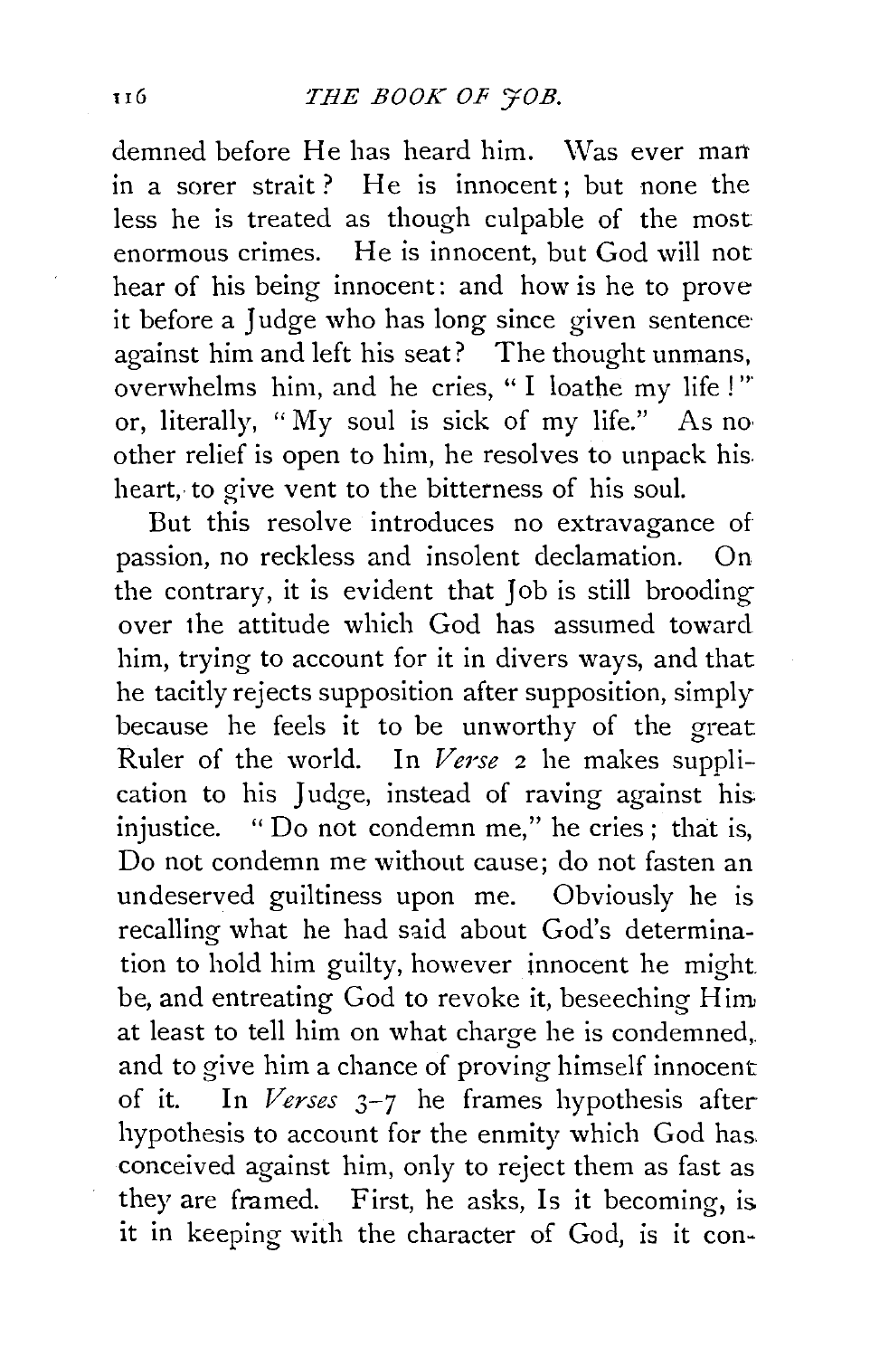demned before He has heard him. Was ever man in a sorer strait? He is innocent; but none the less he is treated as though culpable of the most enormous crimes. He is innocent, but God will not hear of his being innocent: and how is he to prove it before a Judge who has long since given sentence against him and left his seat? The thought unmans, overwhelms him, and he cries, "I loathe my life!" or, literally, "My soul is sick of my life." As no other relief is open to him, he resolves to unpack his heart, to give vent to the bitterness of his soul.

But this resolve introduces no extravagance of passion, no reckless and insolent declamation. On the contrary, it is evident that Job is still brooding over the attitude which God has assumed toward him, trying to account for it in divers ways, and that he tacitly rejects supposition after supposition, simply because he feels it to be unworthy of the great Ruler of the world. In *Verse* 2 he makes supplication to his Judge, instead of raving against his injustice. "Do not condemn me," he cries; that is, Do not condemn me without cause; do not fasten an undeserved guiltiness upon me. Obviously he is recalling what he had said about God's determination to hold him guilty, however innocent he might be, and entreating God to revoke it, beseeching Him at least to tell him on what charge he is condemned, and to give him a chance of proving himself innocent of it. In *Verses* 3–7 he frames hypothesis after hypothesis to account for the enmity which God has conceived against him, only to reject them as fast as they are framed. First, he asks, Is it becoming, is it in keeping with the character of God, is it con-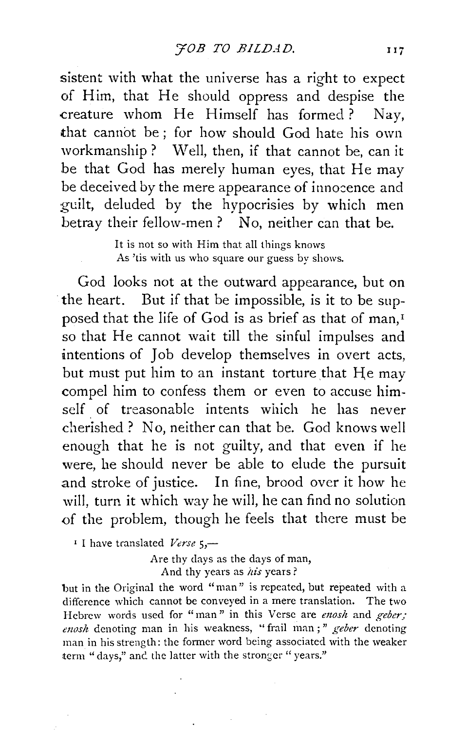sistent with what the universe has a right to expect of Him, that He should oppress and despise the creature whom He Himself has formed? Nay, that cannot be; for how should God hate his own workmanship? Well, then, if that cannot be, can it be that God has merely human eyes, that He may be deceived by the mere appearance of innocence and guilt, deluded by the hypocrisies by which men betray their fellow-men? No, neither can that be.

> It is not so with Him that all things knows
> As 'tis with us who square our guess by shows.

God looks not at the outward appearance, but on the heart. But if that be impossible, is it to be supposed that the life of God is as brief as that of man,[1] so that He cannot wait till the sinful impulses and intentions of Job develop themselves in overt acts, but must put him to an instant torture that He may compel him to confess them or even to accuse himself of treasonable intents which he has never cherished? No, neither can that be. God knows well enough that he is not guilty, and that even if he were, he should never be able to elude the pursuit and stroke of justice. In fine, brood over it how he will, turn it which way he will, he can find no solution of the problem, though he feels that there must be

[1] I have translated *Verse* 5,—

> Are thy days as the days of man,
> And thy years as *his* years?

but in the Original the word "man" is repeated, but repeated with a difference which cannot be conveyed in a mere translation. The two Hebrew words used for "man" in this Verse are *enosh* and *geber; enosh* denoting man in his weakness, "frail man;" *geber* denoting man in his strength: the former word being associated with the weaker term "days," and the latter with the stronger "years."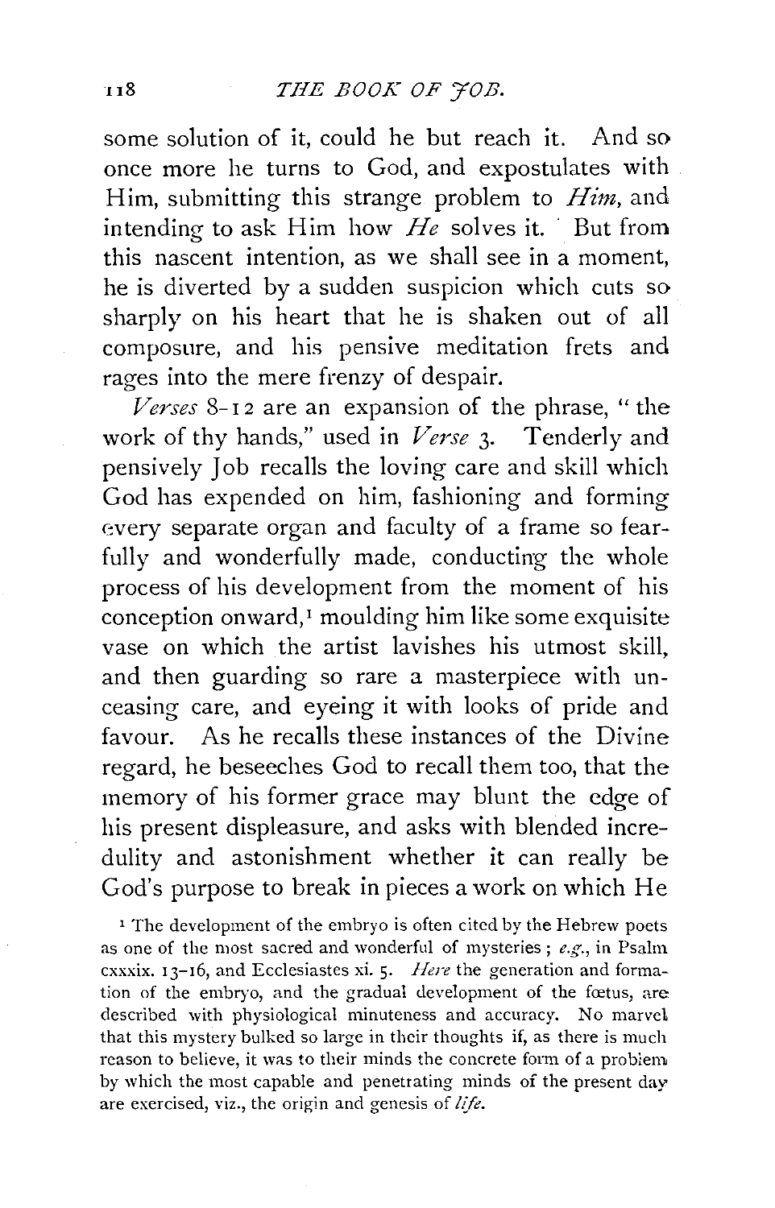some solution of it, could he but reach it. And so once more he turns to God, and expostulates with Him, submitting this strange problem to *Him*, and intending to ask Him how *He* solves it. But from this nascent intention, as we shall see in a moment, he is diverted by a sudden suspicion which cuts so sharply on his heart that he is shaken out of all composure, and his pensive meditation frets and rages into the mere frenzy of despair.

*Verses* 8-12 are an expansion of the phrase, "the work of thy hands," used in *Verse* 3. Tenderly and pensively Job recalls the loving care and skill which God has expended on him, fashioning and forming every separate organ and faculty of a frame so fearfully and wonderfully made, conducting the whole process of his development from the moment of his conception onward,[1] moulding him like some exquisite vase on which the artist lavishes his utmost skill, and then guarding so rare a masterpiece with unceasing care, and eyeing it with looks of pride and favour. As he recalls these instances of the Divine regard, he beseeches God to recall them too, that the memory of his former grace may blunt the edge of his present displeasure, and asks with blended incredulity and astonishment whether it can really be God's purpose to break in pieces a work on which He

[1] The development of the embryo is often cited by the Hebrew poets as one of the most sacred and wonderful of mysteries; *e.g.*, in Psalm cxxxix. 13-16, and Ecclesiastes xi. 5. *Here* the generation and formation of the embryo, and the gradual development of the fœtus, are described with physiological minuteness and accuracy. No marvel that this mystery bulked so large in their thoughts if, as there is much reason to believe, it was to their minds the concrete form of a problem by which the most capable and penetrating minds of the present day are exercised, viz., the origin and genesis of *life*.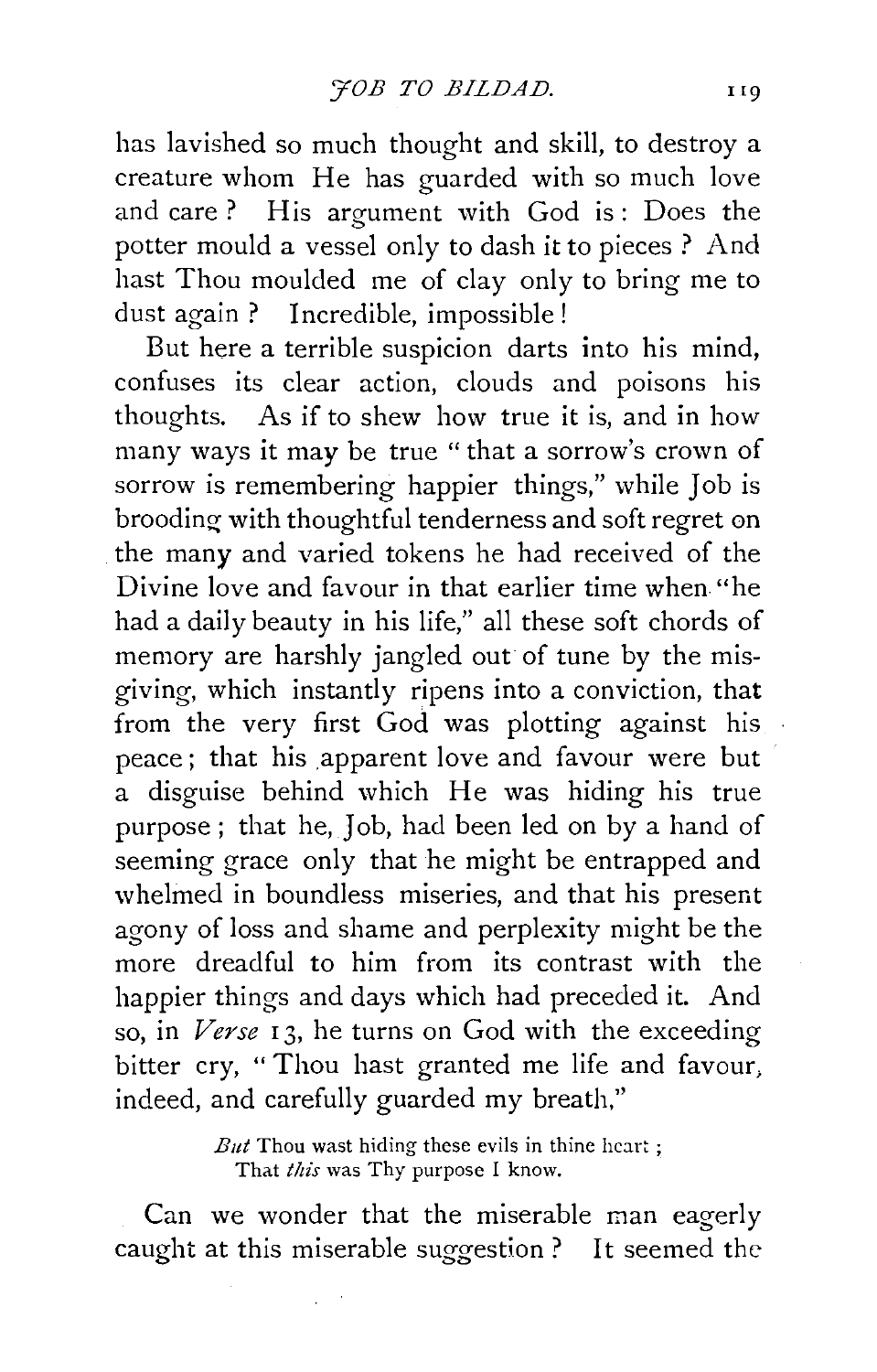has lavished so much thought and skill, to destroy a creature whom He has guarded with so much love and care? His argument with God is: Does the potter mould a vessel only to dash it to pieces? And hast Thou moulded me of clay only to bring me to dust again? Incredible, impossible!

But here a terrible suspicion darts into his mind, confuses its clear action, clouds and poisons his thoughts. As if to shew how true it is, and in how many ways it may be true "that a sorrow's crown of sorrow is remembering happier things," while Job is brooding with thoughtful tenderness and soft regret on the many and varied tokens he had received of the Divine love and favour in that earlier time when "he had a daily beauty in his life," all these soft chords of memory are harshly jangled out of tune by the misgiving, which instantly ripens into a conviction, that from the very first God was plotting against his peace; that his apparent love and favour were but a disguise behind which He was hiding his true purpose; that he, Job, had been led on by a hand of seeming grace only that he might be entrapped and whelmed in boundless miseries, and that his present agony of loss and shame and perplexity might be the more dreadful to him from its contrast with the happier things and days which had preceded it. And so, in *Verse* 13, he turns on God with the exceeding bitter cry, "Thou hast granted me life and favour, indeed, and carefully guarded my breath,"

> *But* Thou wast hiding these evils in thine heart;
> That *this* was Thy purpose I know.

Can we wonder that the miserable man eagerly caught at this miserable suggestion? It seemed the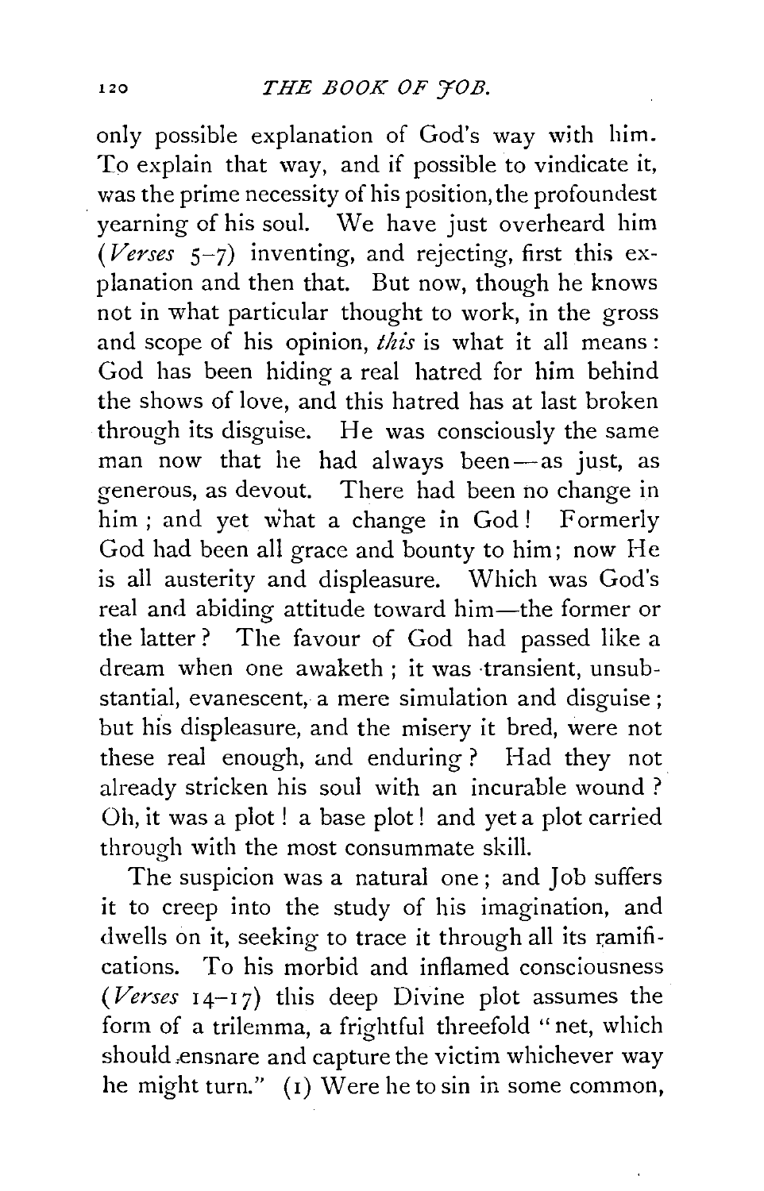only possible explanation of God's way with him. To explain that way, and if possible to vindicate it, was the prime necessity of his position, the profoundest yearning of his soul. We have just overheard him (*Verses* 5–7) inventing, and rejecting, first this explanation and then that. But now, though he knows not in what particular thought to work, in the gross and scope of his opinion, *this* is what it all means: God has been hiding a real hatred for him behind the shows of love, and this hatred has at last broken through its disguise. He was consciously the same man now that he had always been—as just, as generous, as devout. There had been no change in him; and yet what a change in God! Formerly God had been all grace and bounty to him; now He is all austerity and displeasure. Which was God's real and abiding attitude toward him—the former or the latter? The favour of God had passed like a dream when one awaketh; it was transient, unsubstantial, evanescent, a mere simulation and disguise; but his displeasure, and the misery it bred, were not these real enough, and enduring? Had they not already stricken his soul with an incurable wound? Oh, it was a plot! a base plot! and yet a plot carried through with the most consummate skill.

The suspicion was a natural one; and Job suffers it to creep into the study of his imagination, and dwells on it, seeking to trace it through all its ramifications. To his morbid and inflamed consciousness (*Verses* 14–17) this deep Divine plot assumes the form of a trilemma, a frightful threefold "net, which should ensnare and capture the victim whichever way he might turn." (1) Were he to sin in some common,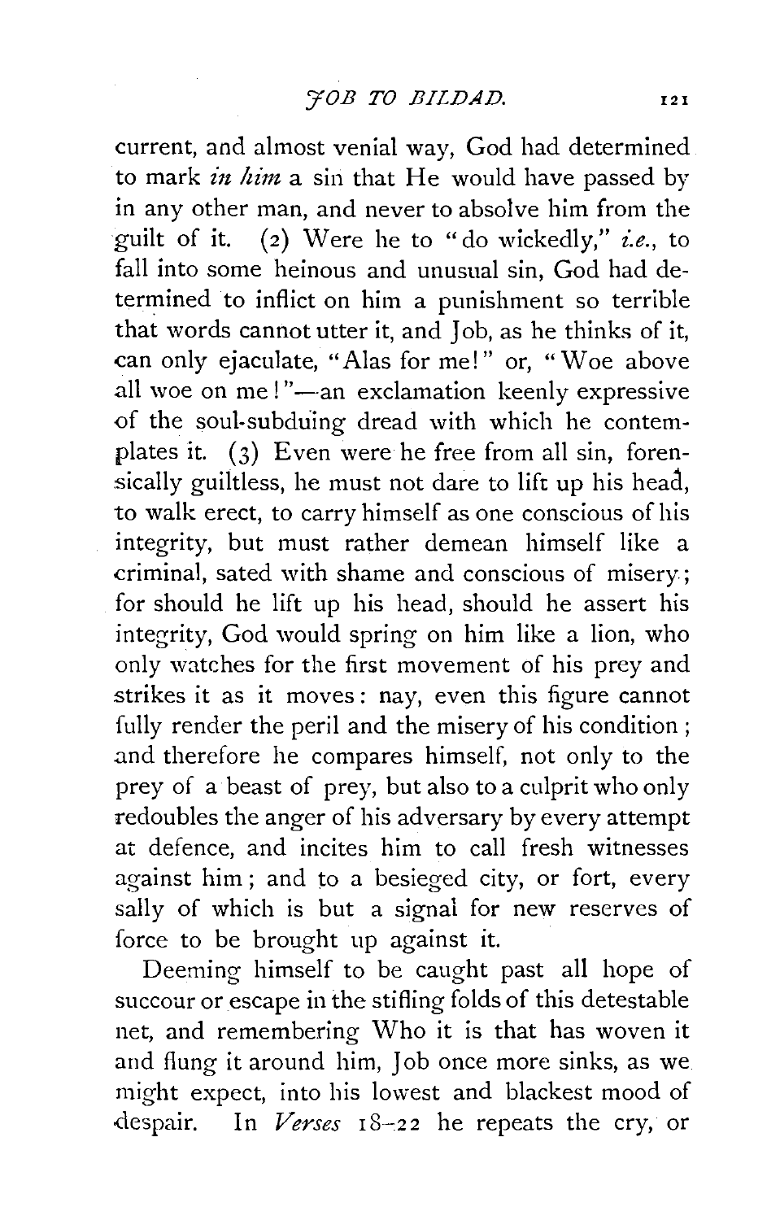current, and almost venial way, God had determined to mark *in him* a sin that He would have passed by in any other man, and never to absolve him from the guilt of it. (2) Were he to "do wickedly," *i.e.*, to fall into some heinous and unusual sin, God had determined to inflict on him a punishment so terrible that words cannot utter it, and Job, as he thinks of it, can only ejaculate, "Alas for me!" or, "Woe above all woe on me!"—an exclamation keenly expressive of the soul-subduing dread with which he contemplates it. (3) Even were he free from all sin, forensically guiltless, he must not dare to lift up his head, to walk erect, to carry himself as one conscious of his integrity, but must rather demean himself like a criminal, sated with shame and conscious of misery; for should he lift up his head, should he assert his integrity, God would spring on him like a lion, who only watches for the first movement of his prey and strikes it as it moves: nay, even this figure cannot fully render the peril and the misery of his condition; and therefore he compares himself, not only to the prey of a beast of prey, but also to a culprit who only redoubles the anger of his adversary by every attempt at defence, and incites him to call fresh witnesses against him; and to a besieged city, or fort, every sally of which is but a signal for new reserves of force to be brought up against it.

Deeming himself to be caught past all hope of succour or escape in the stifling folds of this detestable net, and remembering Who it is that has woven it and flung it around him, Job once more sinks, as we might expect, into his lowest and blackest mood of despair. In *Verses* 18–22 he repeats the cry, or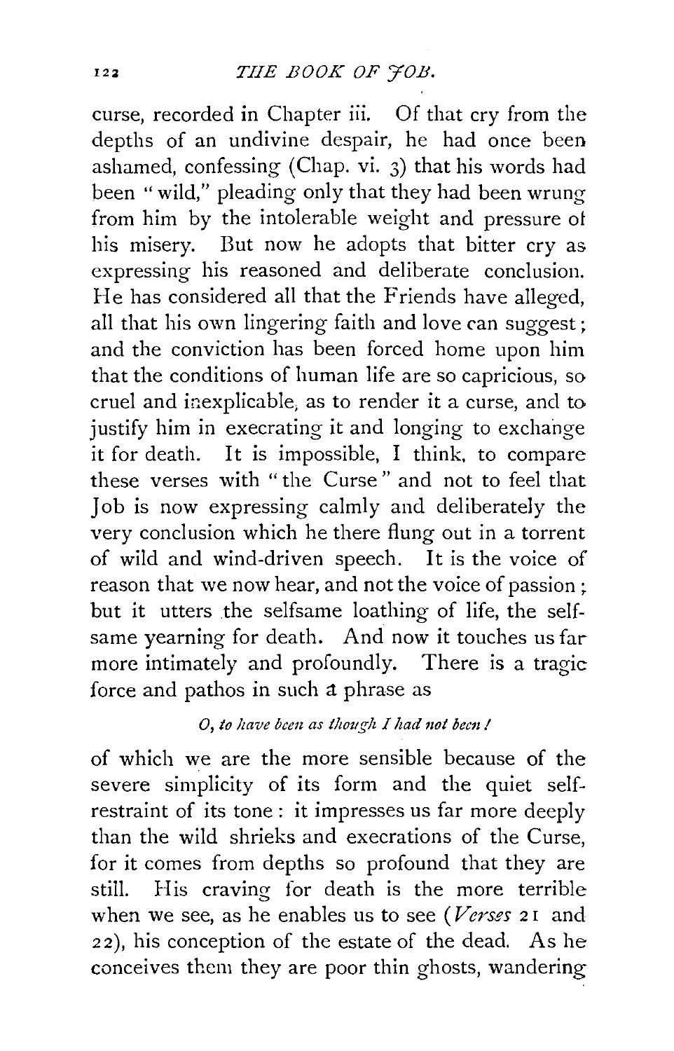curse, recorded in Chapter iii. Of that cry from the depths of an undivine despair, he had once been ashamed, confessing (Chap. vi. 3) that his words had been "wild," pleading only that they had been wrung from him by the intolerable weight and pressure of his misery. But now he adopts that bitter cry as expressing his reasoned and deliberate conclusion. He has considered all that the Friends have alleged, all that his own lingering faith and love can suggest; and the conviction has been forced home upon him that the conditions of human life are so capricious, so cruel and inexplicable, as to render it a curse, and to justify him in execrating it and longing to exchange it for death. It is impossible, I think, to compare these verses with "the Curse" and not to feel that Job is now expressing calmly and deliberately the very conclusion which he there flung out in a torrent of wild and wind-driven speech. It is the voice of reason that we now hear, and not the voice of passion; but it utters the selfsame loathing of life, the selfsame yearning for death. And now it touches us far more intimately and profoundly. There is a tragic force and pathos in such a phrase as

*O, to have been as though I had not been!*

of which we are the more sensible because of the severe simplicity of its form and the quiet self-restraint of its tone: it impresses us far more deeply than the wild shrieks and execrations of the Curse, for it comes from depths so profound that they are still. His craving for death is the more terrible when we see, as he enables us to see (*Verses* 21 and 22), his conception of the estate of the dead. As he conceives them they are poor thin ghosts, wandering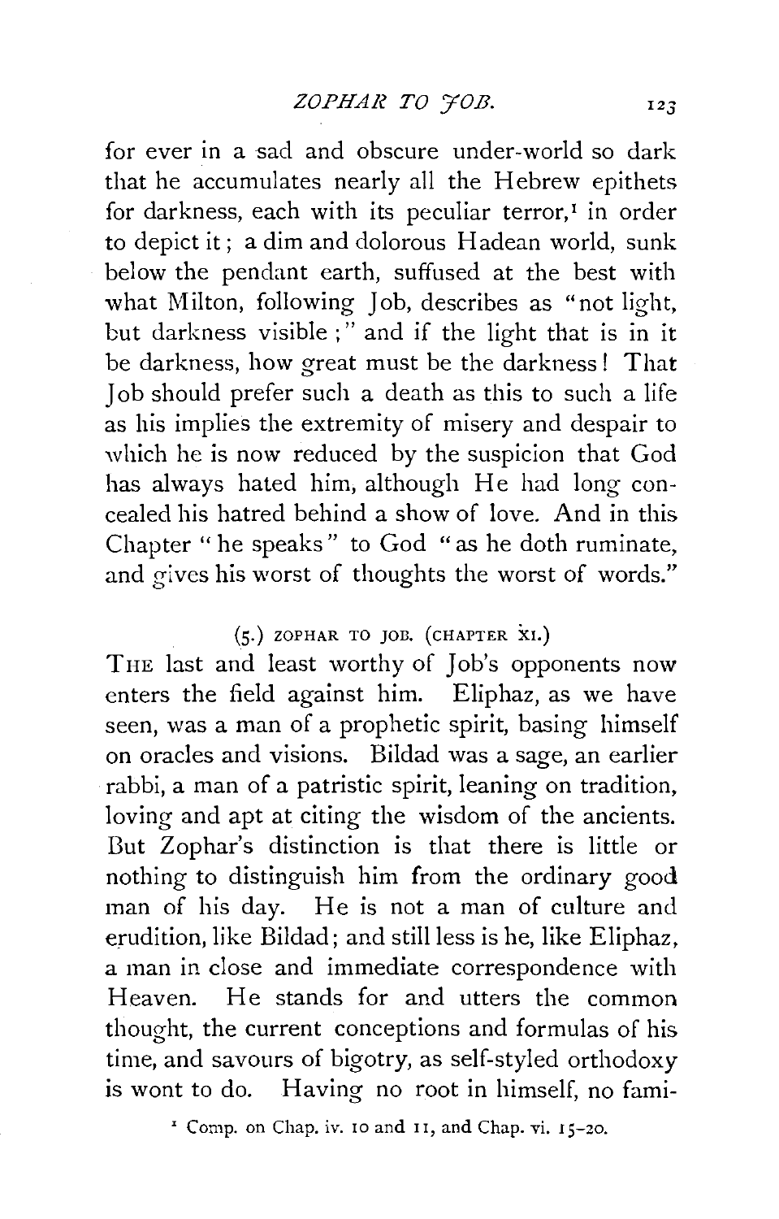for ever in a sad and obscure under-world so dark that he accumulates nearly all the Hebrew epithets for darkness, each with its peculiar terror,[1] in order to depict it; a dim and dolorous Hadean world, sunk below the pendant earth, suffused at the best with what Milton, following Job, describes as "not light, but darkness visible;" and if the light that is in it be darkness, how great must be the darkness! That Job should prefer such a death as this to such a life as his implies the extremity of misery and despair to which he is now reduced by the suspicion that God has always hated him, although He had long concealed his hatred behind a show of love. And in this Chapter "he speaks" to God "as he doth ruminate, and gives his worst of thoughts the worst of words."

### (5.) ZOPHAR TO JOB. (CHAPTER XI.)

THE last and least worthy of Job's opponents now enters the field against him. Eliphaz, as we have seen, was a man of a prophetic spirit, basing himself on oracles and visions. Bildad was a sage, an earlier rabbi, a man of a patristic spirit, leaning on tradition, loving and apt at citing the wisdom of the ancients. But Zophar's distinction is that there is little or nothing to distinguish him from the ordinary good man of his day. He is not a man of culture and erudition, like Bildad; and still less is he, like Eliphaz, a man in close and immediate correspondence with Heaven. He stands for and utters the common thought, the current conceptions and formulas of his time, and savours of bigotry, as self-styled orthodoxy is wont to do. Having no root in himself, no fami-

[1] Comp. on Chap. iv. 10 and 11, and Chap. vi. 15-20.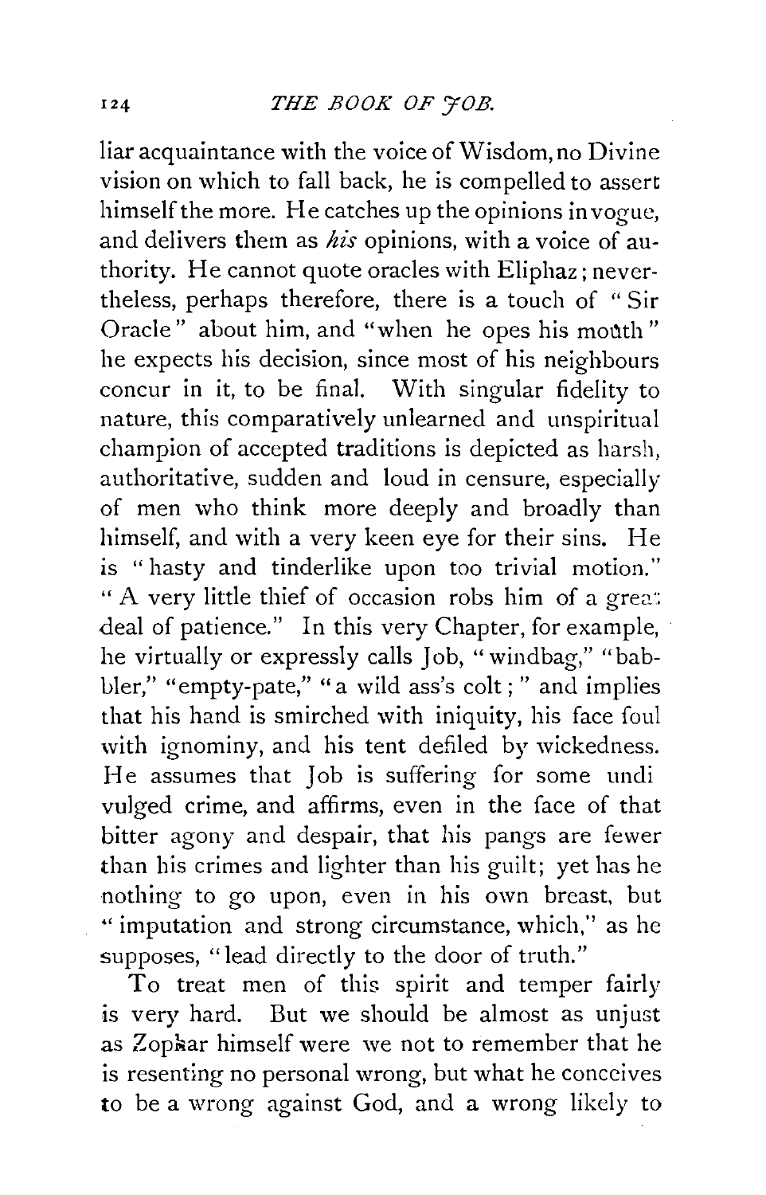liar acquaintance with the voice of Wisdom, no Divine vision on which to fall back, he is compelled to assert himself the more. He catches up the opinions in vogue, and delivers them as *his* opinions, with a voice of authority. He cannot quote oracles with Eliphaz; nevertheless, perhaps therefore, there is a touch of "Sir Oracle" about him, and "when he opes his mouth" he expects his decision, since most of his neighbours concur in it, to be final. With singular fidelity to nature, this comparatively unlearned and unspiritual champion of accepted traditions is depicted as harsh, authoritative, sudden and loud in censure, especially of men who think more deeply and broadly than himself, and with a very keen eye for their sins. He is "hasty and tinderlike upon too trivial motion." "A very little thief of occasion robs him of a great deal of patience." In this very Chapter, for example, he virtually or expressly calls Job, "windbag," "babbler," "empty-pate," "a wild ass's colt;" and implies that his hand is smirched with iniquity, his face foul with ignominy, and his tent defiled by wickedness. He assumes that Job is suffering for some undivulged crime, and affirms, even in the face of that bitter agony and despair, that his pangs are fewer than his crimes and lighter than his guilt; yet has he nothing to go upon, even in his own breast, but "imputation and strong circumstance, which," as he supposes, "lead directly to the door of truth."

To treat men of this spirit and temper fairly is very hard. But we should be almost as unjust as Zophar himself were we not to remember that he is resenting no personal wrong, but what he conceives to be a wrong against God, and a wrong likely to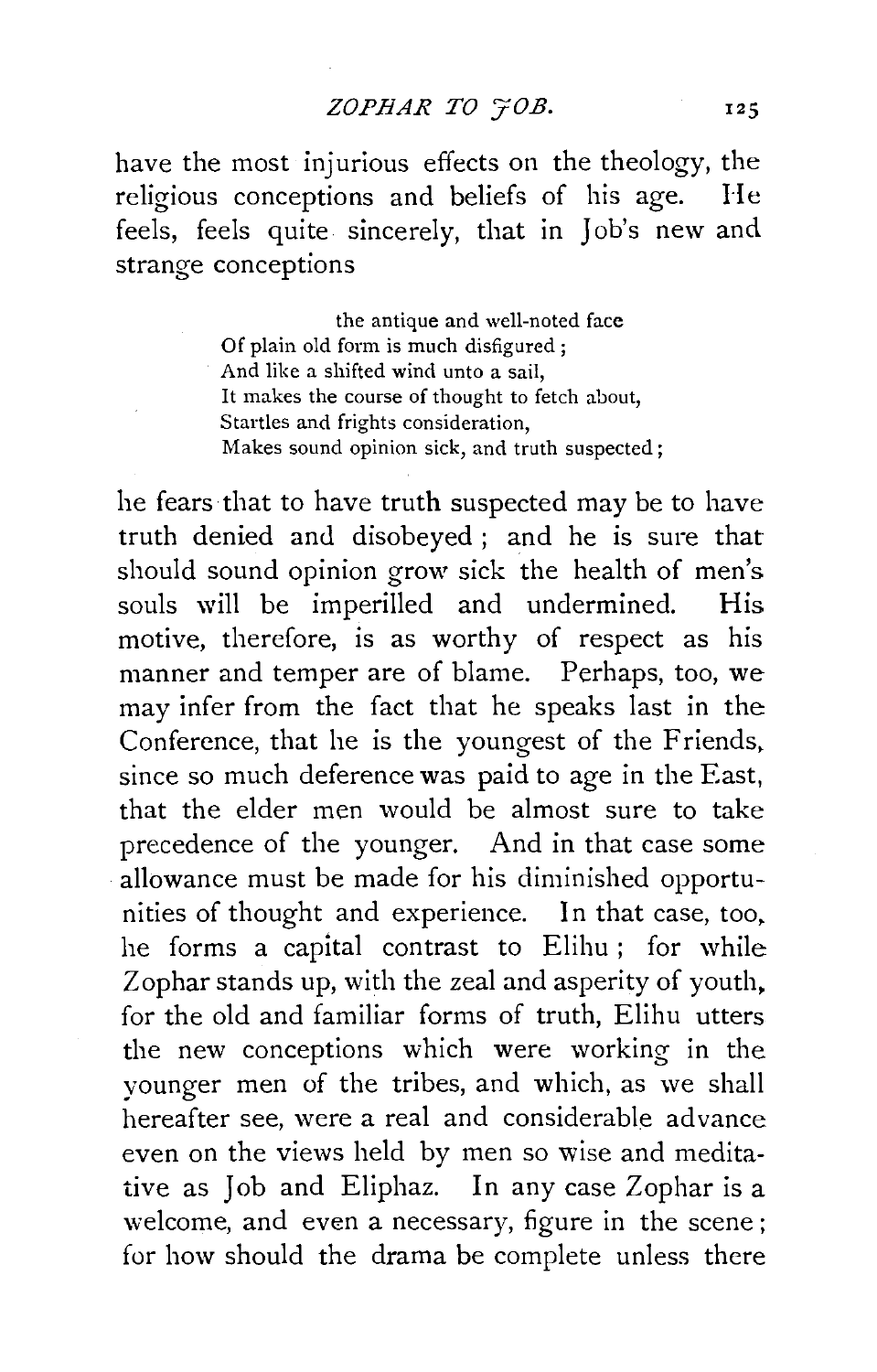have the most injurious effects on the theology, the religious conceptions and beliefs of his age. He feels, feels quite sincerely, that in Job's new and strange conceptions

> the antique and well-noted face
> Of plain old form is much disfigured;
> And like a shifted wind unto a sail,
> It makes the course of thought to fetch about,
> Startles and frights consideration,
> Makes sound opinion sick, and truth suspected;

he fears that to have truth suspected may be to have truth denied and disobeyed; and he is sure that should sound opinion grow sick the health of men's souls will be imperilled and undermined. His motive, therefore, is as worthy of respect as his manner and temper are of blame. Perhaps, too, we may infer from the fact that he speaks last in the Conference, that he is the youngest of the Friends, since so much deference was paid to age in the East, that the elder men would be almost sure to take precedence of the younger. And in that case some allowance must be made for his diminished opportunities of thought and experience. In that case, too, he forms a capital contrast to Elihu; for while Zophar stands up, with the zeal and asperity of youth, for the old and familiar forms of truth, Elihu utters the new conceptions which were working in the younger men of the tribes, and which, as we shall hereafter see, were a real and considerable advance even on the views held by men so wise and meditative as Job and Eliphaz. In any case Zophar is a welcome, and even a necessary, figure in the scene; for how should the drama be complete unless there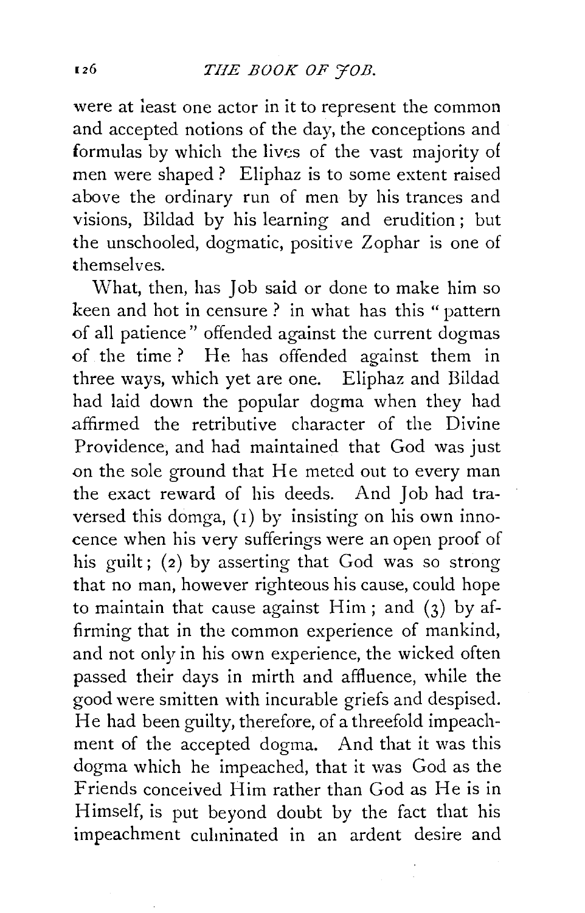were at least one actor in it to represent the common and accepted notions of the day, the conceptions and formulas by which the lives of the vast majority of men were shaped? Eliphaz is to some extent raised above the ordinary run of men by his trances and visions, Bildad by his learning and erudition; but the unschooled, dogmatic, positive Zophar is one of themselves.

What, then, has Job said or done to make him so keen and hot in censure? in what has this "pattern of all patience" offended against the current dogmas of the time? He has offended against them in three ways, which yet are one. Eliphaz and Bildad had laid down the popular dogma when they had affirmed the retributive character of the Divine Providence, and had maintained that God was just on the sole ground that He meted out to every man the exact reward of his deeds. And Job had traversed this domga, (1) by insisting on his own innocence when his very sufferings were an open proof of his guilt; (2) by asserting that God was so strong that no man, however righteous his cause, could hope to maintain that cause against Him; and (3) by affirming that in the common experience of mankind, and not only in his own experience, the wicked often passed their days in mirth and affluence, while the good were smitten with incurable griefs and despised. He had been guilty, therefore, of a threefold impeachment of the accepted dogma. And that it was this dogma which he impeached, that it was God as the Friends conceived Him rather than God as He is in Himself, is put beyond doubt by the fact that his impeachment culminated in an ardent desire and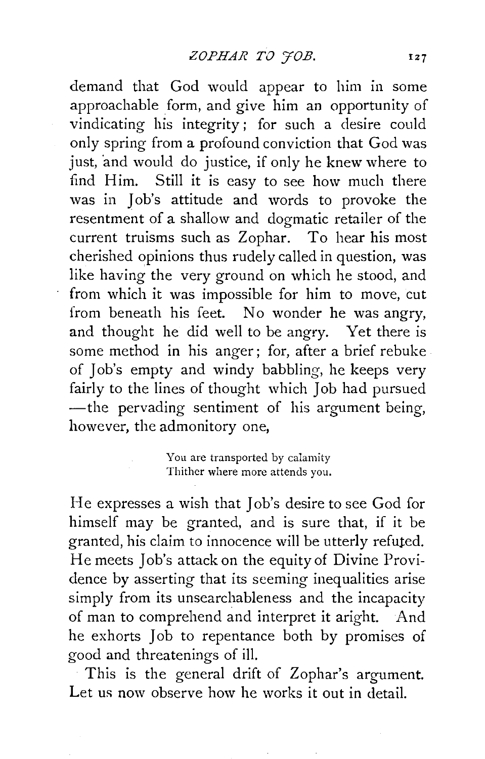demand that God would appear to him in some approachable form, and give him an opportunity of vindicating his integrity; for such a desire could only spring from a profound conviction that God was just, and would do justice, if only he knew where to find Him. Still it is easy to see how much there was in Job's attitude and words to provoke the resentment of a shallow and dogmatic retailer of the current truisms such as Zophar. To hear his most cherished opinions thus rudely called in question, was like having the very ground on which he stood, and from which it was impossible for him to move, cut from beneath his feet. No wonder he was angry, and thought he did well to be angry. Yet there is some method in his anger; for, after a brief rebuke of Job's empty and windy babbling, he keeps very fairly to the lines of thought which Job had pursued —the pervading sentiment of his argument being, however, the admonitory one,

> You are transported by calamity
> Thither where more attends you.

He expresses a wish that Job's desire to see God for himself may be granted, and is sure that, if it be granted, his claim to innocence will be utterly refuted. He meets Job's attack on the equity of Divine Providence by asserting that its seeming inequalities arise simply from its unsearchableness and the incapacity of man to comprehend and interpret it aright. And he exhorts Job to repentance both by promises of good and threatenings of ill.

This is the general drift of Zophar's argument. Let us now observe how he works it out in detail.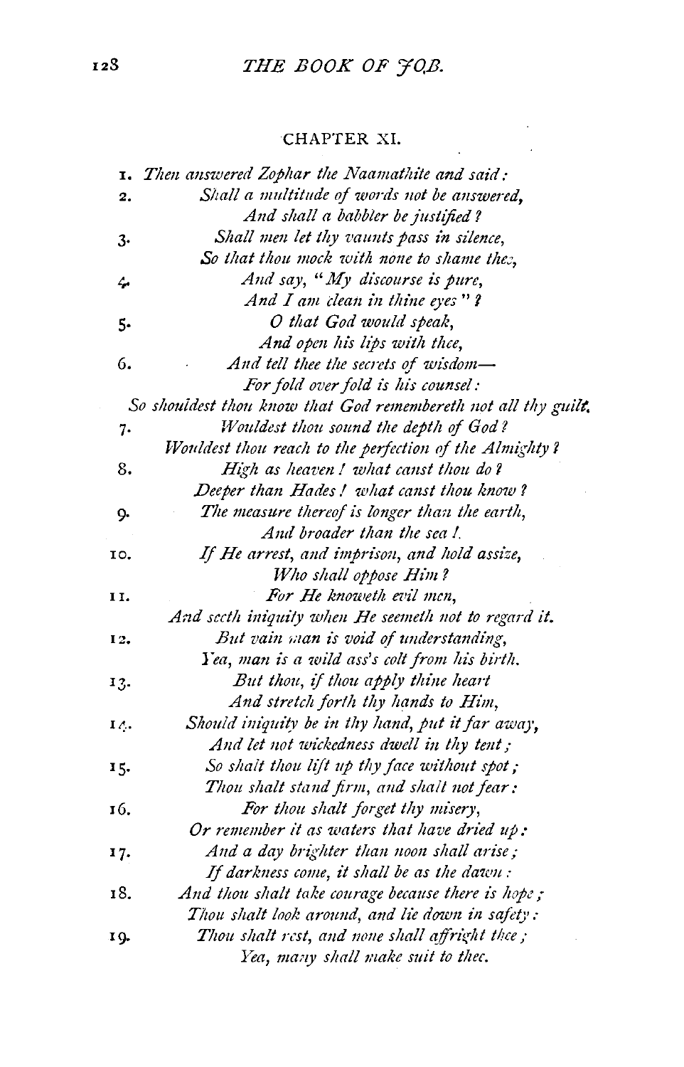## CHAPTER XI.

1. *Then answered Zophar the Naamathite and said:*
2. *Shall a multitude of words not be answered,*
   *And shall a babbler be justified?*
3. *Shall men let thy vaunts pass in silence,*
   *So that thou mock with none to shame thee,*
4. *And say, "My discourse is pure,*
   *And I am clean in thine eyes"?*
5. *O that God would speak,*
   *And open his lips with thee,*
6. *And tell thee the secrets of wisdom—*
   *For fold over fold is his counsel:*
   *So shouldest thou know that God remembereth not all thy guilt.*
7. *Wouldest thou sound the depth of God?*
   *Wouldest thou reach to the perfection of the Almighty?*
8. *High as heaven! what canst thou do?*
   *Deeper than Hades! what canst thou know?*
9. *The measure thereof is longer than the earth,*
   *And broader than the sea!*
10. *If He arrest, and imprison, and hold assize,*
    *Who shall oppose Him?*
11. *For He knoweth evil men,*
    *And seeth iniquity when He seemeth not to regard it.*
12. *But vain man is void of understanding,*
    *Yea, man is a wild ass's colt from his birth.*
13. *But thou, if thou apply thine heart*
    *And stretch forth thy hands to Him,*
14. *Should iniquity be in thy hand, put it far away,*
    *And let not wickedness dwell in thy tent;*
15. *So shalt thou lift up thy face without spot;*
    *Thou shalt stand firm, and shalt not fear:*
16. *For thou shalt forget thy misery,*
    *Or remember it as waters that have dried up:*
17. *And a day brighter than noon shall arise;*
    *If darkness come, it shall be as the dawn:*
18. *And thou shalt take courage because there is hope;*
    *Thou shalt look around, and lie down in safety:*
19. *Thou shalt rest, and none shall affright thee;*
    *Yea, many shall make suit to thee.*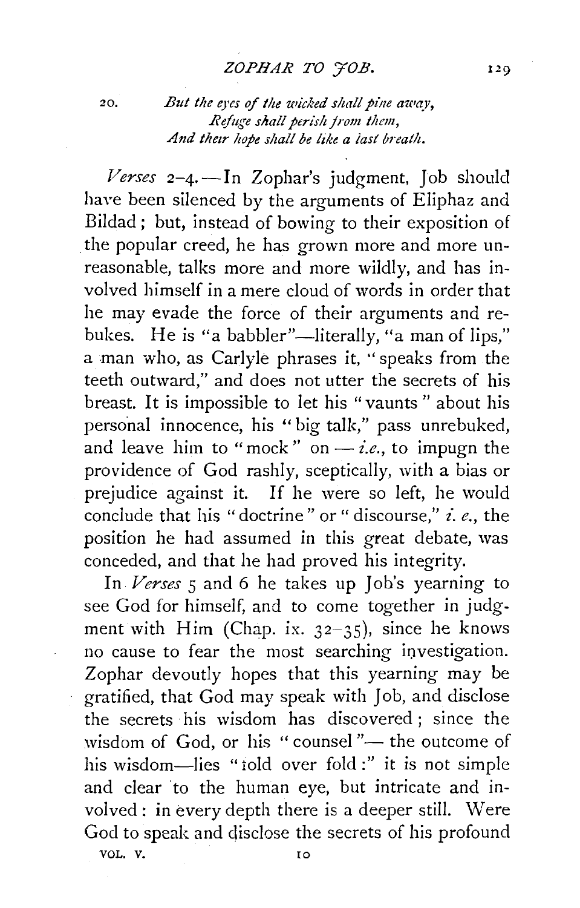20. *But the eyes of the wicked shall pine away,*
*Refuge shall perish from them,*
*And their hope shall be like a last breath.*

*Verses* 2–4.—In Zophar's judgment, Job should have been silenced by the arguments of Eliphaz and Bildad; but, instead of bowing to their exposition of the popular creed, he has grown more and more unreasonable, talks more and more wildly, and has involved himself in a mere cloud of words in order that he may evade the force of their arguments and rebukes. He is "a babbler"—literally, "a man of lips," a man who, as Carlyle phrases it, "speaks from the teeth outward," and does not utter the secrets of his breast. It is impossible to let his "vaunts" about his personal innocence, his "big talk," pass unrebuked, and leave him to "mock" on—*i.e.*, to impugn the providence of God rashly, sceptically, with a bias or prejudice against it. If he were so left, he would conclude that his "doctrine" or "discourse," *i. e.*, the position he had assumed in this great debate, was conceded, and that he had proved his integrity.

In *Verses* 5 and 6 he takes up Job's yearning to see God for himself, and to come together in judgment with Him (Chap. ix. 32–35), since he knows no cause to fear the most searching investigation. Zophar devoutly hopes that this yearning may be gratified, that God may speak with Job, and disclose the secrets his wisdom has discovered; since the wisdom of God, or his "counsel"—the outcome of his wisdom—lies "fold over fold:" it is not simple and clear to the human eye, but intricate and involved: in every depth there is a deeper still. Were God to speak and disclose the secrets of his profound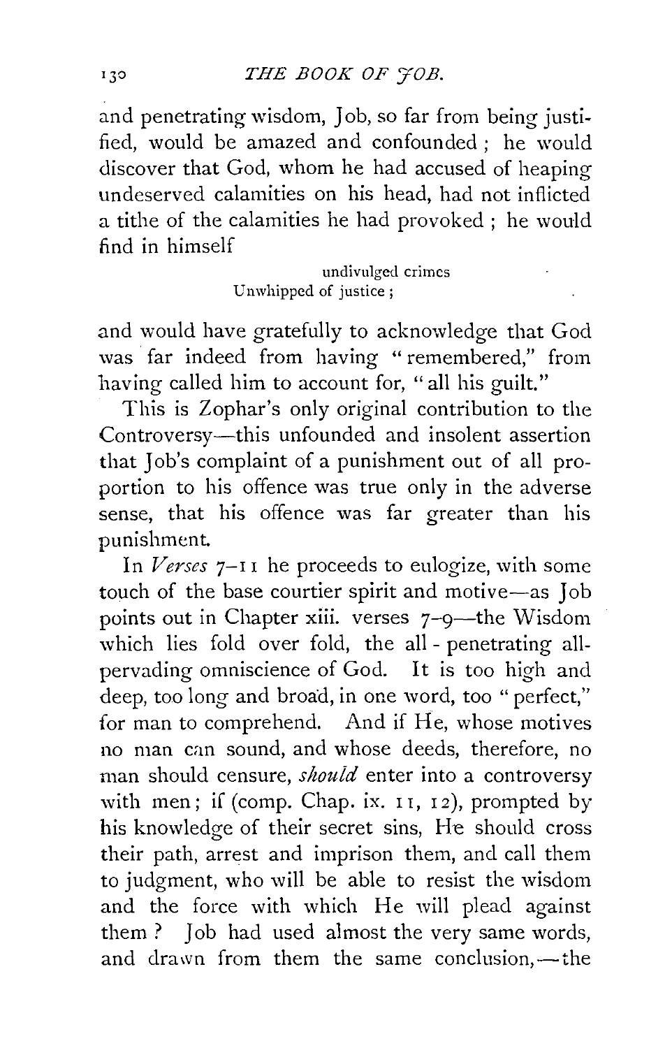and penetrating wisdom, Job, so far from being justified, would be amazed and confounded; he would discover that God, whom he had accused of heaping undeserved calamities on his head, had not inflicted a tithe of the calamities he had provoked; he would find in himself

> undivulged crimes
> Unwhipped of justice;

and would have gratefully to acknowledge that God was far indeed from having "remembered," from having called him to account for, "all his guilt."

This is Zophar's only original contribution to the Controversy—this unfounded and insolent assertion that Job's complaint of a punishment out of all proportion to his offence was true only in the adverse sense, that his offence was far greater than his punishment.

In *Verses* 7–11 he proceeds to eulogize, with some touch of the base courtier spirit and motive—as Job points out in Chapter xiii. verses 7–9—the Wisdom which lies fold over fold, the all-penetrating all-pervading omniscience of God. It is too high and deep, too long and broad, in one word, too "perfect," for man to comprehend. And if He, whose motives no man can sound, and whose deeds, therefore, no man should censure, *should* enter into a controversy with men; if (comp. Chap. ix. 11, 12), prompted by his knowledge of their secret sins, He should cross their path, arrest and imprison them, and call them to judgment, who will be able to resist the wisdom and the force with which He will plead against them? Job had used almost the very same words, and drawn from them the same conclusion,—the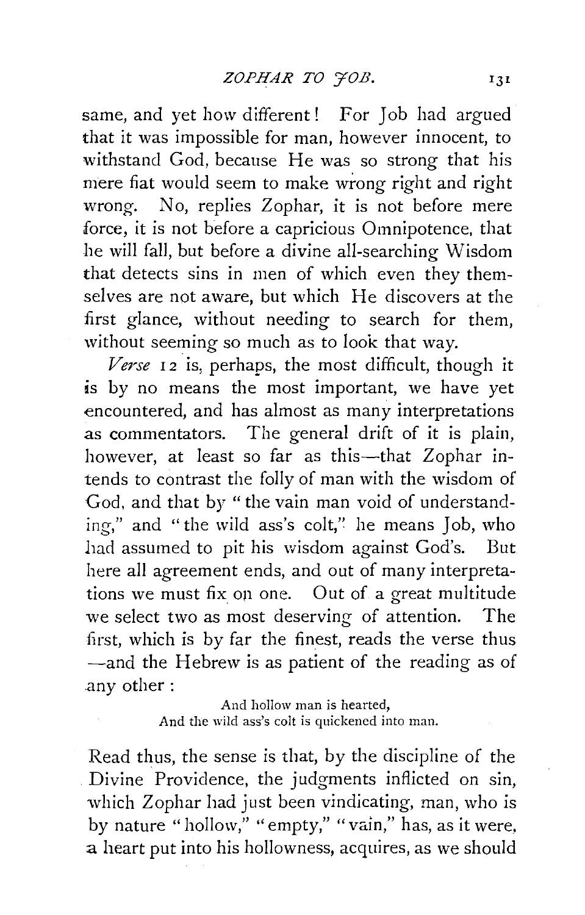same, and yet how different! For Job had argued that it was impossible for man, however innocent, to withstand God, because He was so strong that his mere fiat would seem to make wrong right and right wrong. No, replies Zophar, it is not before mere force, it is not before a capricious Omnipotence, that he will fall, but before a divine all-searching Wisdom that detects sins in men of which even they themselves are not aware, but which He discovers at the first glance, without needing to search for them, without seeming so much as to look that way.

*Verse* 12 is, perhaps, the most difficult, though it is by no means the most important, we have yet encountered, and has almost as many interpretations as commentators. The general drift of it is plain, however, at least so far as this—that Zophar intends to contrast the folly of man with the wisdom of God, and that by "the vain man void of understanding," and "the wild ass's colt," he means Job, who had assumed to pit his wisdom against God's. But here all agreement ends, and out of many interpretations we must fix on one. Out of a great multitude we select two as most deserving of attention. The first, which is by far the finest, reads the verse thus —and the Hebrew is as patient of the reading as of any other:

> And hollow man is hearted,
> And the wild ass's colt is quickened into man.

Read thus, the sense is that, by the discipline of the Divine Providence, the judgments inflicted on sin, which Zophar had just been vindicating, man, who is by nature "hollow," "empty," "vain," has, as it were, a heart put into his hollowness, acquires, as we should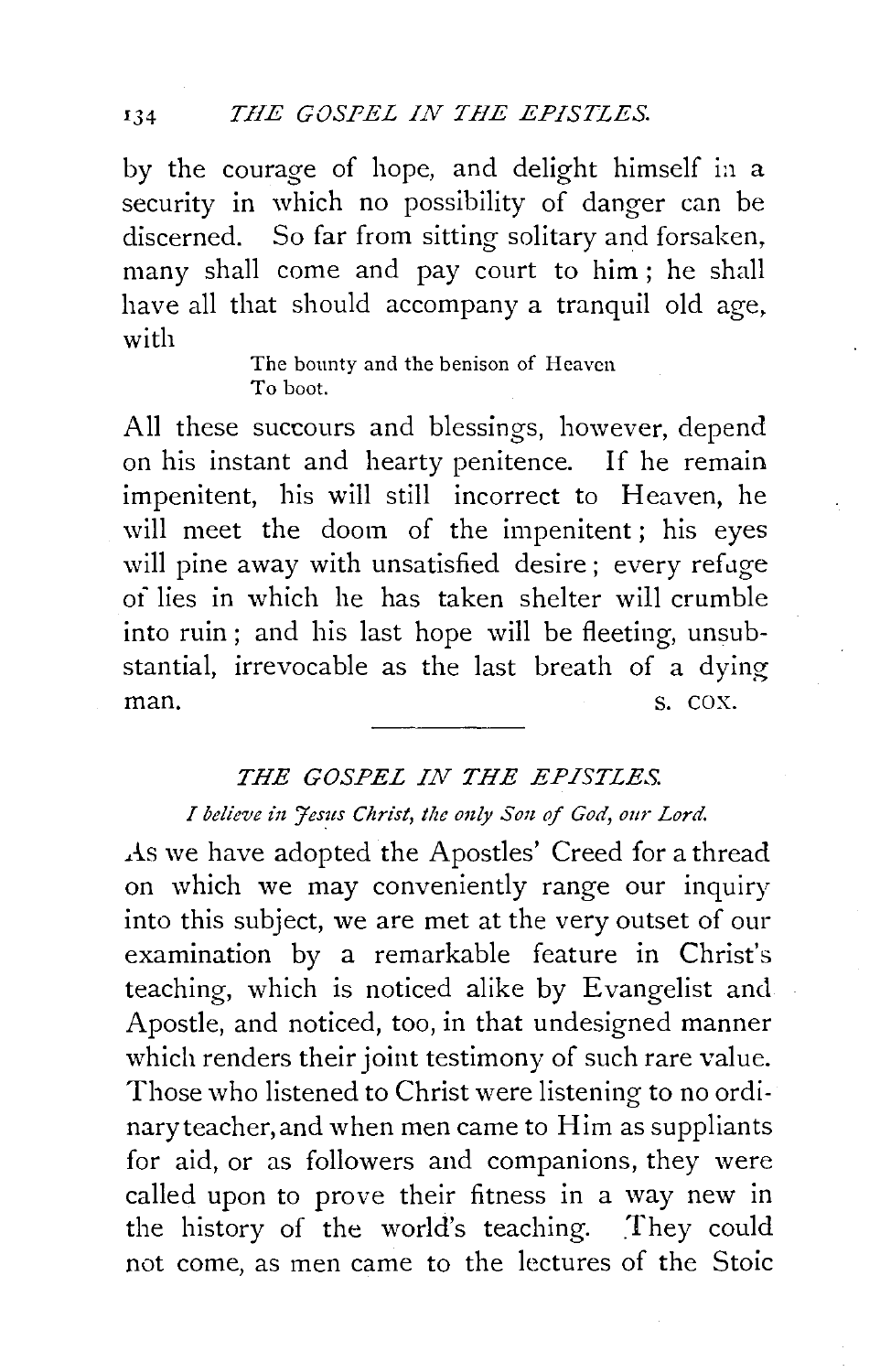by the courage of hope, and delight himself in a security in which no possibility of danger can be discerned. So far from sitting solitary and forsaken, many shall come and pay court to him; he shall have all that should accompany a tranquil old age, with

> The bounty and the benison of Heaven
> To boot.

All these succours and blessings, however, depend on his instant and hearty penitence. If he remain impenitent, his will still incorrect to Heaven, he will meet the doom of the impenitent; his eyes will pine away with unsatisfied desire; every refuge of lies in which he has taken shelter will crumble into ruin; and his last hope will be fleeting, unsubstantial, irrevocable as the last breath of a dying man.

S. COX.

---

## *THE GOSPEL IN THE EPISTLES.*

*I believe in Jesus Christ, the only Son of God, our Lord.*

As we have adopted the Apostles' Creed for a thread on which we may conveniently range our inquiry into this subject, we are met at the very outset of our examination by a remarkable feature in Christ's teaching, which is noticed alike by Evangelist and Apostle, and noticed, too, in that undesigned manner which renders their joint testimony of such rare value. Those who listened to Christ were listening to no ordinary teacher, and when men came to Him as suppliants for aid, or as followers and companions, they were called upon to prove their fitness in a way new in the history of the world's teaching. They could not come, as men came to the lectures of the Stoic